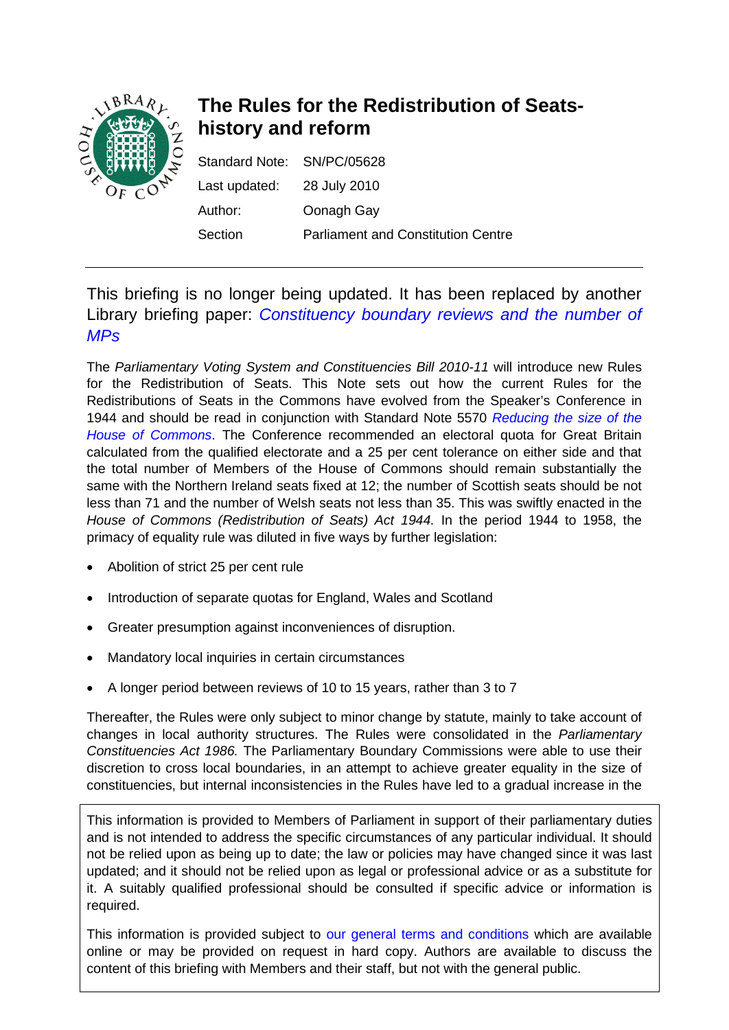# The Rules for the Redistribution of Seats-history and reform

Standard Note: SN/PC/05628

Last updated: 28 July 2010

Author: Oonagh Gay

Section: Parliament and Constitution Centre

---

This briefing is no longer being updated. It has been replaced by another Library briefing paper: *Constituency boundary reviews and the number of MPs*

The *Parliamentary Voting System and Constituencies Bill 2010-11* will introduce new Rules for the Redistribution of Seats. This Note sets out how the current Rules for the Redistributions of Seats in the Commons have evolved from the Speaker's Conference in 1944 and should be read in conjunction with Standard Note 5570 *Reducing the size of the House of Commons*. The Conference recommended an electoral quota for Great Britain calculated from the qualified electorate and a 25 per cent tolerance on either side and that the total number of Members of the House of Commons should remain substantially the same with the Northern Ireland seats fixed at 12; the number of Scottish seats should be not less than 71 and the number of Welsh seats not less than 35. This was swiftly enacted in the *House of Commons (Redistribution of Seats) Act 1944.* In the period 1944 to 1958, the primacy of equality rule was diluted in five ways by further legislation:

- Abolition of strict 25 per cent rule
- Introduction of separate quotas for England, Wales and Scotland
- Greater presumption against inconveniences of disruption.
- Mandatory local inquiries in certain circumstances
- A longer period between reviews of 10 to 15 years, rather than 3 to 7

Thereafter, the Rules were only subject to minor change by statute, mainly to take account of changes in local authority structures. The Rules were consolidated in the *Parliamentary Constituencies Act 1986.* The Parliamentary Boundary Commissions were able to use their discretion to cross local boundaries, in an attempt to achieve greater equality in the size of constituencies, but internal inconsistencies in the Rules have led to a gradual increase in the

This information is provided to Members of Parliament in support of their parliamentary duties and is not intended to address the specific circumstances of any particular individual. It should not be relied upon as being up to date; the law or policies may have changed since it was last updated; and it should not be relied upon as legal or professional advice or as a substitute for it. A suitably qualified professional should be consulted if specific advice or information is required.

This information is provided subject to our general terms and conditions which are available online or may be provided on request in hard copy. Authors are available to discuss the content of this briefing with Members and their staff, but not with the general public.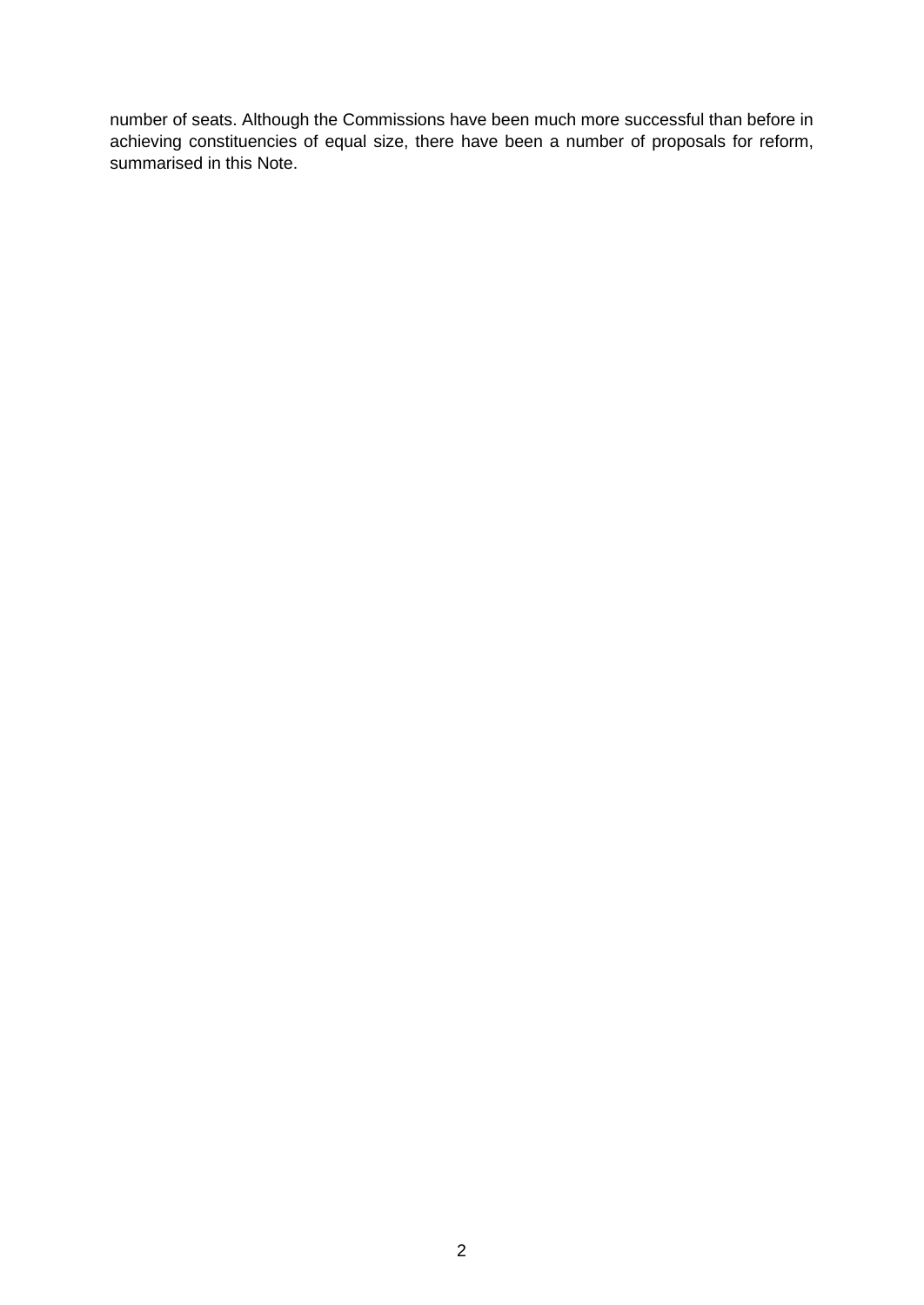number of seats. Although the Commissions have been much more successful than before in achieving constituencies of equal size, there have been a number of proposals for reform, summarised in this Note.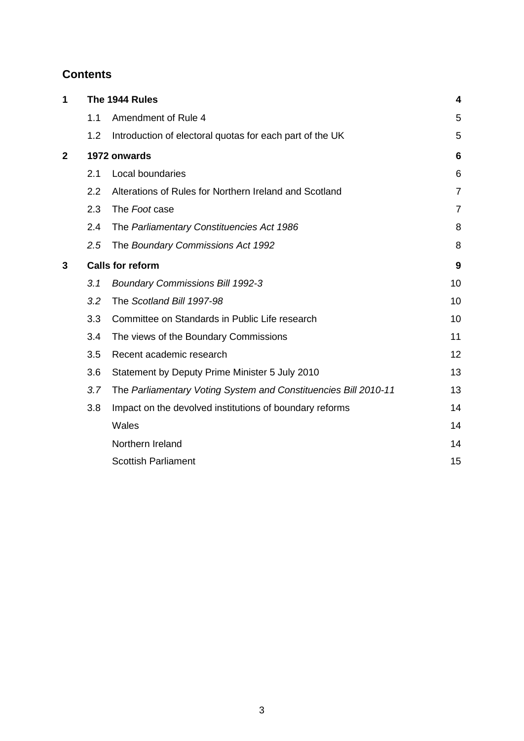## Contents

| | | | |
|---|---|---|---|
| **1** | **The 1944 Rules** | | **4** |
| | 1.1 | Amendment of Rule 4 | 5 |
| | 1.2 | Introduction of electoral quotas for each part of the UK | 5 |
| **2** | **1972 onwards** | | **6** |
| | 2.1 | Local boundaries | 6 |
| | 2.2 | Alterations of Rules for Northern Ireland and Scotland | 7 |
| | 2.3 | The *Foot* case | 7 |
| | 2.4 | The *Parliamentary Constituencies Act 1986* | 8 |
| | *2.5* | The *Boundary Commissions Act 1992* | 8 |
| **3** | **Calls for reform** | | **9** |
| | *3.1* | *Boundary Commissions Bill 1992-3* | 10 |
| | *3.2* | The *Scotland Bill 1997-98* | 10 |
| | 3.3 | Committee on Standards in Public Life research | 10 |
| | 3.4 | The views of the Boundary Commissions | 11 |
| | 3.5 | Recent academic research | 12 |
| | 3.6 | Statement by Deputy Prime Minister 5 July 2010 | 13 |
| | *3.7* | The *Parliamentary Voting System and Constituencies Bill 2010-11* | 13 |
| | 3.8 | Impact on the devolved institutions of boundary reforms | 14 |
| | | Wales | 14 |
| | | Northern Ireland | 14 |
| | | Scottish Parliament | 15 |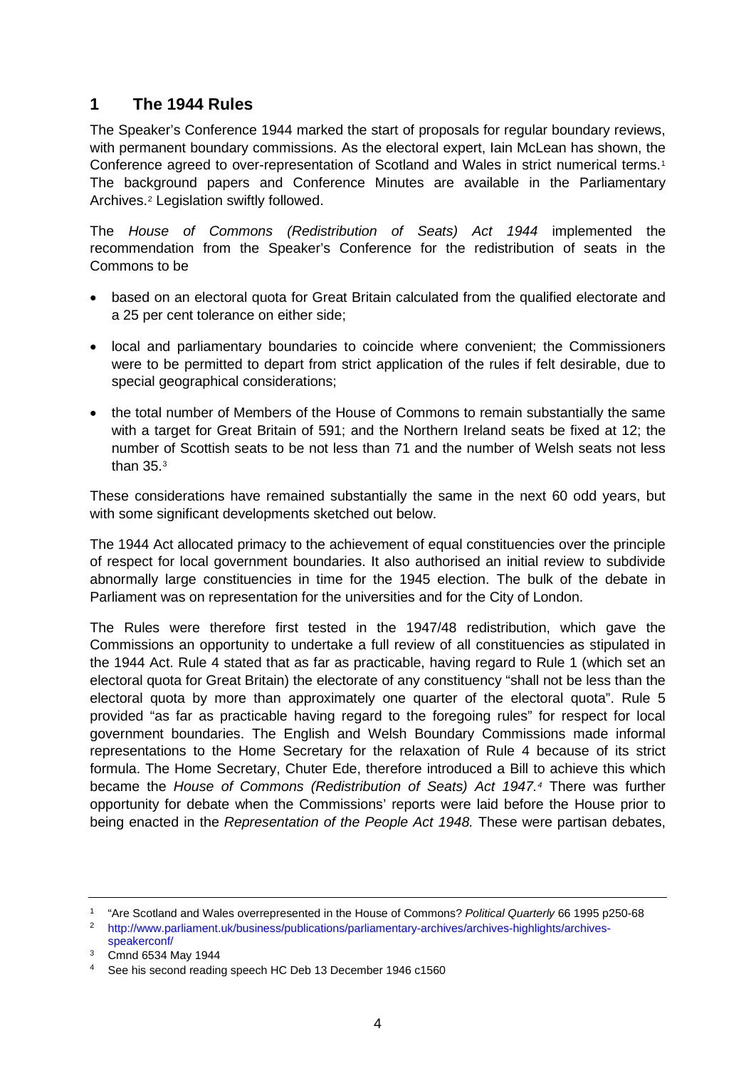## 1 The 1944 Rules

The Speaker's Conference 1944 marked the start of proposals for regular boundary reviews, with permanent boundary commissions. As the electoral expert, Iain McLean has shown, the Conference agreed to over-representation of Scotland and Wales in strict numerical terms.[1] The background papers and Conference Minutes are available in the Parliamentary Archives.[2] Legislation swiftly followed.

The *House of Commons (Redistribution of Seats) Act 1944* implemented the recommendation from the Speaker's Conference for the redistribution of seats in the Commons to be

- based on an electoral quota for Great Britain calculated from the qualified electorate and a 25 per cent tolerance on either side;
- local and parliamentary boundaries to coincide where convenient; the Commissioners were to be permitted to depart from strict application of the rules if felt desirable, due to special geographical considerations;
- the total number of Members of the House of Commons to remain substantially the same with a target for Great Britain of 591; and the Northern Ireland seats be fixed at 12; the number of Scottish seats to be not less than 71 and the number of Welsh seats not less than 35.[3]

These considerations have remained substantially the same in the next 60 odd years, but with some significant developments sketched out below.

The 1944 Act allocated primacy to the achievement of equal constituencies over the principle of respect for local government boundaries. It also authorised an initial review to subdivide abnormally large constituencies in time for the 1945 election. The bulk of the debate in Parliament was on representation for the universities and for the City of London.

The Rules were therefore first tested in the 1947/48 redistribution, which gave the Commissions an opportunity to undertake a full review of all constituencies as stipulated in the 1944 Act. Rule 4 stated that as far as practicable, having regard to Rule 1 (which set an electoral quota for Great Britain) the electorate of any constituency "shall not be less than the electoral quota by more than approximately one quarter of the electoral quota". Rule 5 provided "as far as practicable having regard to the foregoing rules" for respect for local government boundaries. The English and Welsh Boundary Commissions made informal representations to the Home Secretary for the relaxation of Rule 4 because of its strict formula. The Home Secretary, Chuter Ede, therefore introduced a Bill to achieve this which became the *House of Commons (Redistribution of Seats) Act 1947.*[4] There was further opportunity for debate when the Commissions' reports were laid before the House prior to being enacted in the *Representation of the People Act 1948.* These were partisan debates,

---

[1] "Are Scotland and Wales overrepresented in the House of Commons? *Political Quarterly* 66 1995 p250-68

[2] http://www.parliament.uk/business/publications/parliamentary-archives/archives-highlights/archives-speakerconf/

[3] Cmnd 6534 May 1944

[4] See his second reading speech HC Deb 13 December 1946 c1560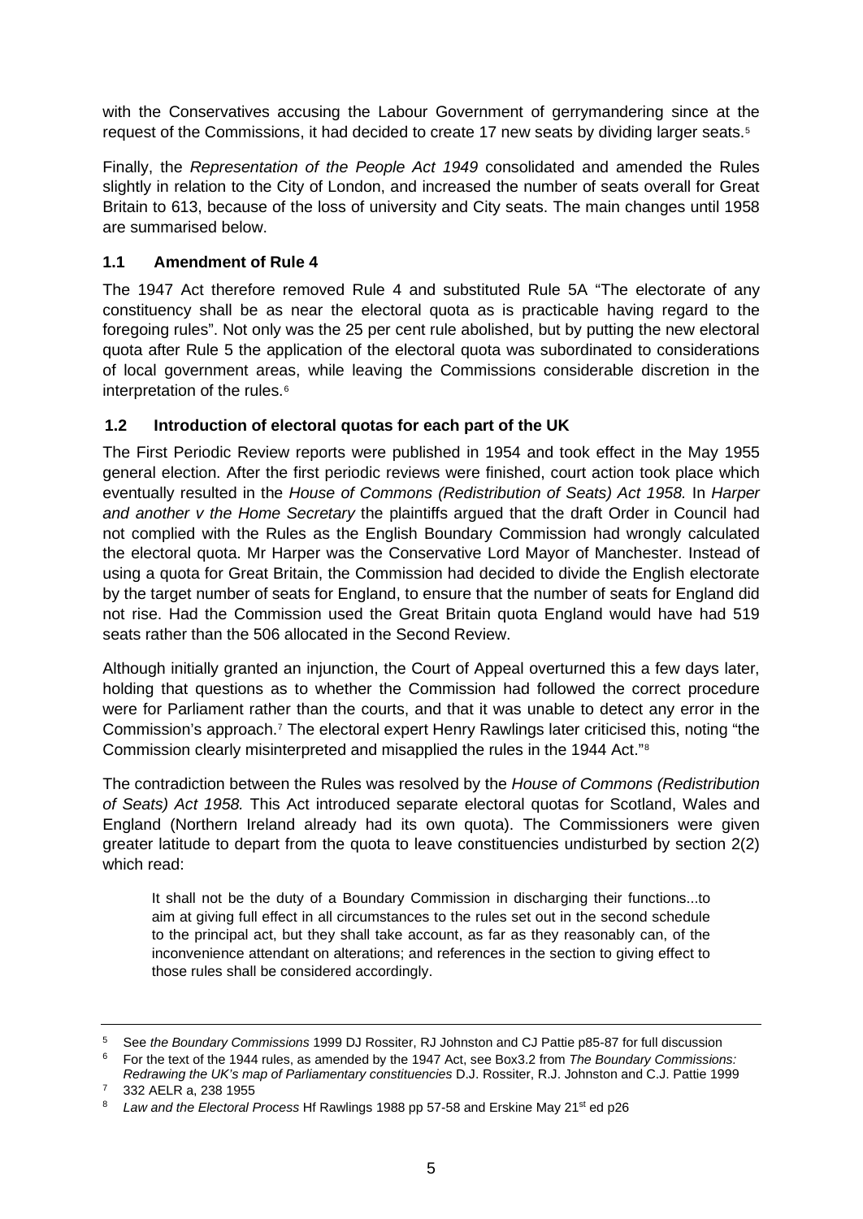with the Conservatives accusing the Labour Government of gerrymandering since at the request of the Commissions, it had decided to create 17 new seats by dividing larger seats.[5]

Finally, the *Representation of the People Act 1949* consolidated and amended the Rules slightly in relation to the City of London, and increased the number of seats overall for Great Britain to 613, because of the loss of university and City seats. The main changes until 1958 are summarised below.

### 1.1 Amendment of Rule 4

The 1947 Act therefore removed Rule 4 and substituted Rule 5A "The electorate of any constituency shall be as near the electoral quota as is practicable having regard to the foregoing rules". Not only was the 25 per cent rule abolished, but by putting the new electoral quota after Rule 5 the application of the electoral quota was subordinated to considerations of local government areas, while leaving the Commissions considerable discretion in the interpretation of the rules.[6]

### 1.2 Introduction of electoral quotas for each part of the UK

The First Periodic Review reports were published in 1954 and took effect in the May 1955 general election. After the first periodic reviews were finished, court action took place which eventually resulted in the *House of Commons (Redistribution of Seats) Act 1958.* In *Harper and another v the Home Secretary* the plaintiffs argued that the draft Order in Council had not complied with the Rules as the English Boundary Commission had wrongly calculated the electoral quota. Mr Harper was the Conservative Lord Mayor of Manchester. Instead of using a quota for Great Britain, the Commission had decided to divide the English electorate by the target number of seats for England, to ensure that the number of seats for England did not rise. Had the Commission used the Great Britain quota England would have had 519 seats rather than the 506 allocated in the Second Review.

Although initially granted an injunction, the Court of Appeal overturned this a few days later, holding that questions as to whether the Commission had followed the correct procedure were for Parliament rather than the courts, and that it was unable to detect any error in the Commission's approach.[7] The electoral expert Henry Rawlings later criticised this, noting "the Commission clearly misinterpreted and misapplied the rules in the 1944 Act."[8]

The contradiction between the Rules was resolved by the *House of Commons (Redistribution of Seats) Act 1958.* This Act introduced separate electoral quotas for Scotland, Wales and England (Northern Ireland already had its own quota). The Commissioners were given greater latitude to depart from the quota to leave constituencies undisturbed by section 2(2) which read:

> It shall not be the duty of a Boundary Commission in discharging their functions...to aim at giving full effect in all circumstances to the rules set out in the second schedule to the principal act, but they shall take account, as far as they reasonably can, of the inconvenience attendant on alterations; and references in the section to giving effect to those rules shall be considered accordingly.

---

[5] See *the Boundary Commissions* 1999 DJ Rossiter, RJ Johnston and CJ Pattie p85-87 for full discussion

[6] For the text of the 1944 rules, as amended by the 1947 Act, see Box3.2 from *The Boundary Commissions: Redrawing the UK's map of Parliamentary constituencies* D.J. Rossiter, R.J. Johnston and C.J. Pattie 1999

[7] 332 AELR a, 238 1955

[8] *Law and the Electoral Process* Hf Rawlings 1988 pp 57-58 and Erskine May 21st ed p26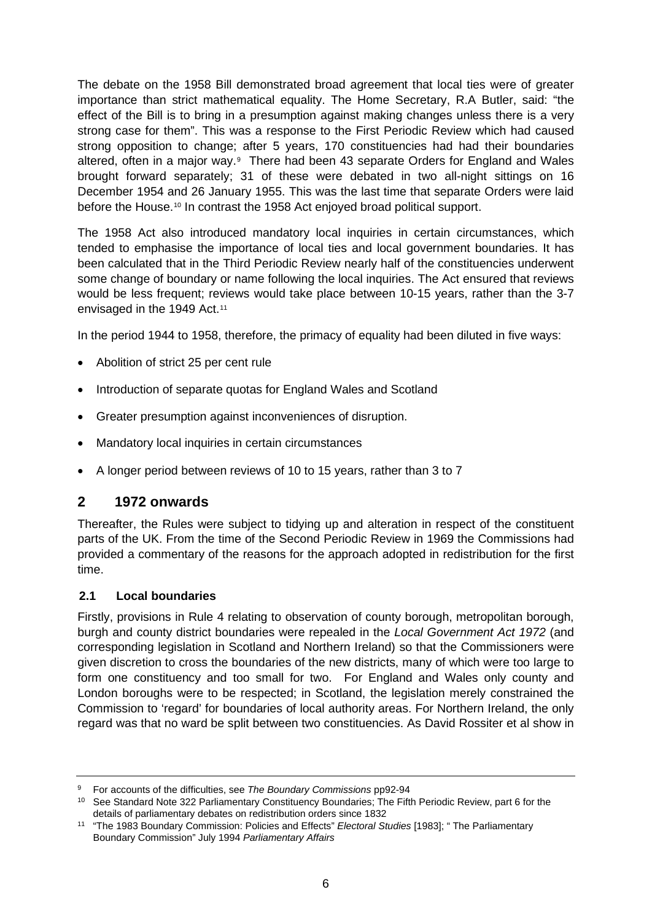The debate on the 1958 Bill demonstrated broad agreement that local ties were of greater importance than strict mathematical equality. The Home Secretary, R.A Butler, said: "the effect of the Bill is to bring in a presumption against making changes unless there is a very strong case for them". This was a response to the First Periodic Review which had caused strong opposition to change; after 5 years, 170 constituencies had had their boundaries altered, often in a major way.[9] There had been 43 separate Orders for England and Wales brought forward separately; 31 of these were debated in two all-night sittings on 16 December 1954 and 26 January 1955. This was the last time that separate Orders were laid before the House.[10] In contrast the 1958 Act enjoyed broad political support.

The 1958 Act also introduced mandatory local inquiries in certain circumstances, which tended to emphasise the importance of local ties and local government boundaries. It has been calculated that in the Third Periodic Review nearly half of the constituencies underwent some change of boundary or name following the local inquiries. The Act ensured that reviews would be less frequent; reviews would take place between 10-15 years, rather than the 3-7 envisaged in the 1949 Act.[11]

In the period 1944 to 1958, therefore, the primacy of equality had been diluted in five ways:

- Abolition of strict 25 per cent rule
- Introduction of separate quotas for England Wales and Scotland
- Greater presumption against inconveniences of disruption.
- Mandatory local inquiries in certain circumstances
- A longer period between reviews of 10 to 15 years, rather than 3 to 7

## 2 1972 onwards

Thereafter, the Rules were subject to tidying up and alteration in respect of the constituent parts of the UK. From the time of the Second Periodic Review in 1969 the Commissions had provided a commentary of the reasons for the approach adopted in redistribution for the first time.

### 2.1 Local boundaries

Firstly, provisions in Rule 4 relating to observation of county borough, metropolitan borough, burgh and county district boundaries were repealed in the *Local Government Act 1972* (and corresponding legislation in Scotland and Northern Ireland) so that the Commissioners were given discretion to cross the boundaries of the new districts, many of which were too large to form one constituency and too small for two. For England and Wales only county and London boroughs were to be respected; in Scotland, the legislation merely constrained the Commission to 'regard' for boundaries of local authority areas. For Northern Ireland, the only regard was that no ward be split between two constituencies. As David Rossiter et al show in

---

[9] For accounts of the difficulties, see *The Boundary Commissions* pp92-94

[10] See Standard Note 322 Parliamentary Constituency Boundaries; The Fifth Periodic Review, part 6 for the details of parliamentary debates on redistribution orders since 1832

[11] "The 1983 Boundary Commission: Policies and Effects" *Electoral Studies* [1983]; " The Parliamentary Boundary Commission" July 1994 *Parliamentary Affairs*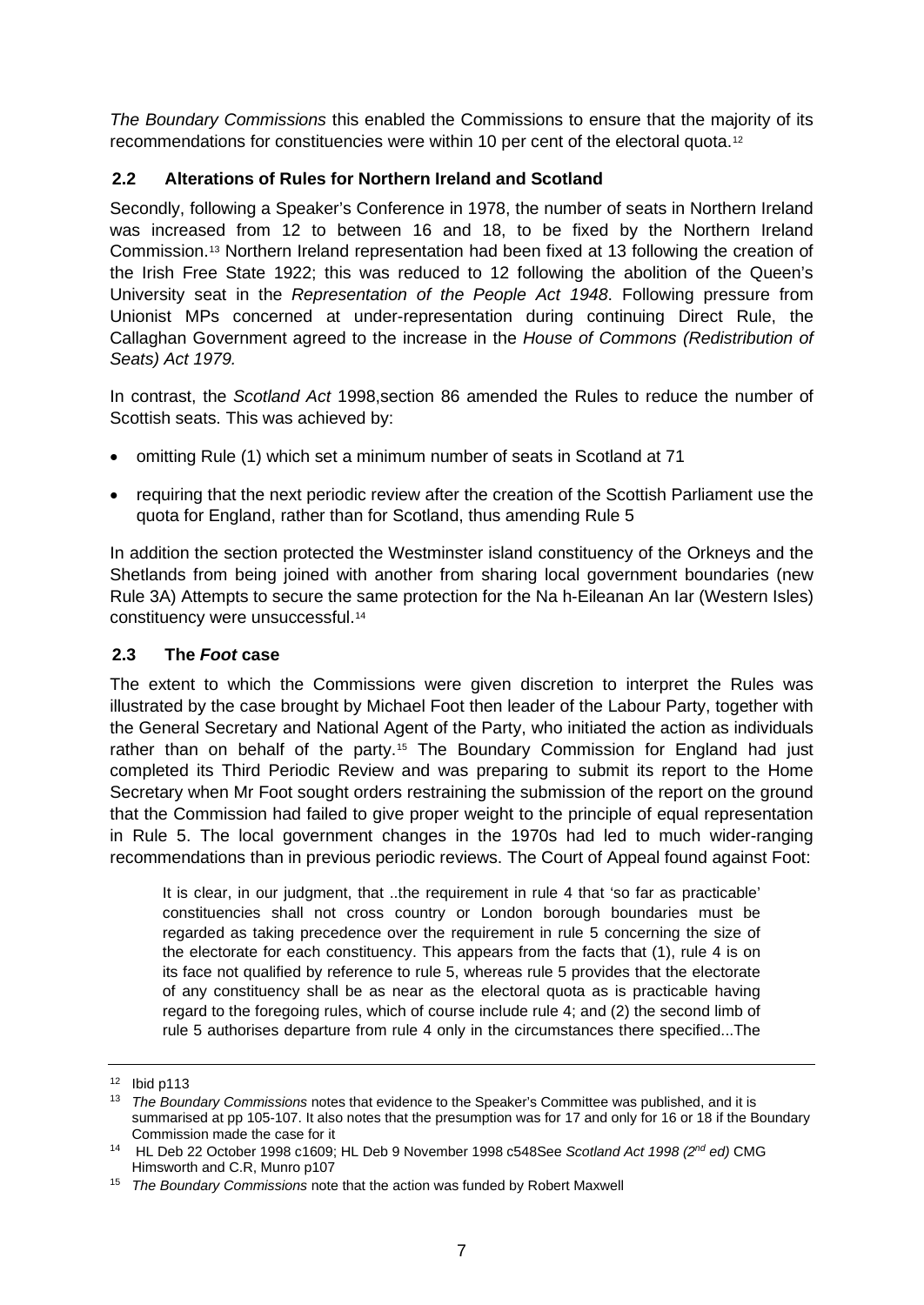*The Boundary Commissions* this enabled the Commissions to ensure that the majority of its recommendations for constituencies were within 10 per cent of the electoral quota.[12]

## 2.2 Alterations of Rules for Northern Ireland and Scotland

Secondly, following a Speaker's Conference in 1978, the number of seats in Northern Ireland was increased from 12 to between 16 and 18, to be fixed by the Northern Ireland Commission.[13] Northern Ireland representation had been fixed at 13 following the creation of the Irish Free State 1922; this was reduced to 12 following the abolition of the Queen's University seat in the *Representation of the People Act 1948*. Following pressure from Unionist MPs concerned at under-representation during continuing Direct Rule, the Callaghan Government agreed to the increase in the *House of Commons (Redistribution of Seats) Act 1979.*

In contrast, the *Scotland Act* 1998,section 86 amended the Rules to reduce the number of Scottish seats. This was achieved by:

- omitting Rule (1) which set a minimum number of seats in Scotland at 71
- requiring that the next periodic review after the creation of the Scottish Parliament use the quota for England, rather than for Scotland, thus amending Rule 5

In addition the section protected the Westminster island constituency of the Orkneys and the Shetlands from being joined with another from sharing local government boundaries (new Rule 3A) Attempts to secure the same protection for the Na h-Eileanan An Iar (Western Isles) constituency were unsuccessful.[14]

## 2.3 The *Foot* case

The extent to which the Commissions were given discretion to interpret the Rules was illustrated by the case brought by Michael Foot then leader of the Labour Party, together with the General Secretary and National Agent of the Party, who initiated the action as individuals rather than on behalf of the party.[15] The Boundary Commission for England had just completed its Third Periodic Review and was preparing to submit its report to the Home Secretary when Mr Foot sought orders restraining the submission of the report on the ground that the Commission had failed to give proper weight to the principle of equal representation in Rule 5. The local government changes in the 1970s had led to much wider-ranging recommendations than in previous periodic reviews. The Court of Appeal found against Foot:

> It is clear, in our judgment, that ..the requirement in rule 4 that 'so far as practicable' constituencies shall not cross country or London borough boundaries must be regarded as taking precedence over the requirement in rule 5 concerning the size of the electorate for each constituency. This appears from the facts that (1), rule 4 is on its face not qualified by reference to rule 5, whereas rule 5 provides that the electorate of any constituency shall be as near as the electoral quota as is practicable having regard to the foregoing rules, which of course include rule 4; and (2) the second limb of rule 5 authorises departure from rule 4 only in the circumstances there specified...The

---

[12] Ibid p113

[13] *The Boundary Commissions* notes that evidence to the Speaker's Committee was published, and it is summarised at pp 105-107. It also notes that the presumption was for 17 and only for 16 or 18 if the Boundary Commission made the case for it

[14] HL Deb 22 October 1998 c1609; HL Deb 9 November 1998 c548See *Scotland Act 1998 (2nd ed)* CMG Himsworth and C.R, Munro p107

[15] *The Boundary Commissions* note that the action was funded by Robert Maxwell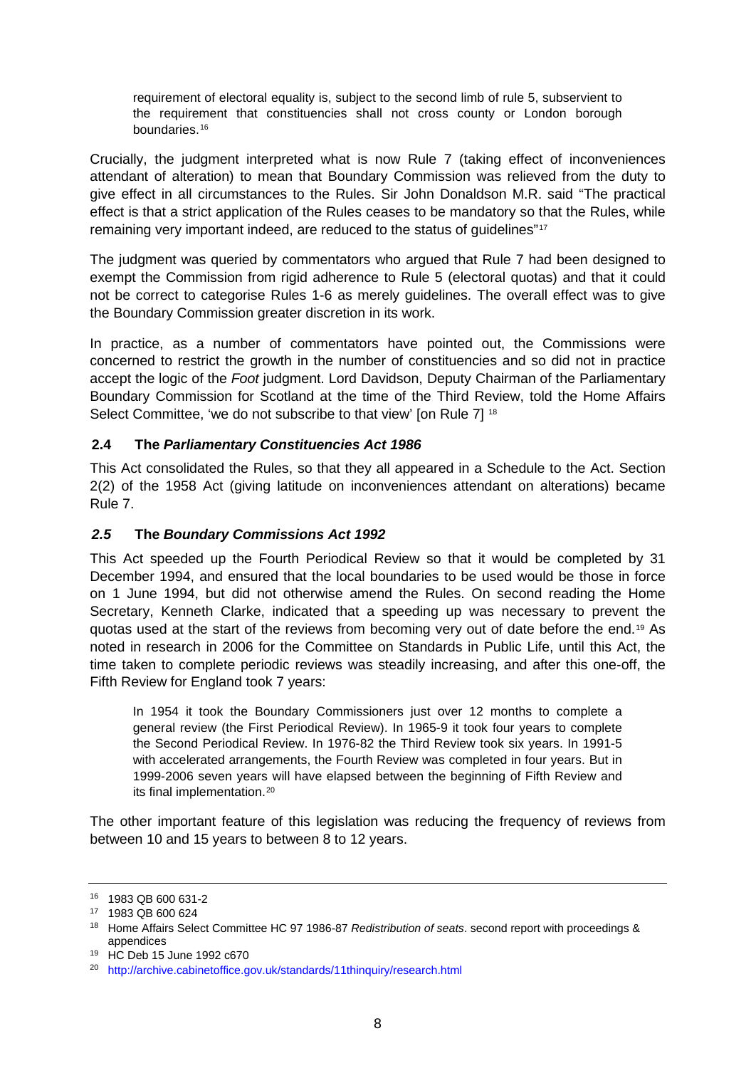> requirement of electoral equality is, subject to the second limb of rule 5, subservient to the requirement that constituencies shall not cross county or London borough boundaries.[16]

Crucially, the judgment interpreted what is now Rule 7 (taking effect of inconveniences attendant of alteration) to mean that Boundary Commission was relieved from the duty to give effect in all circumstances to the Rules. Sir John Donaldson M.R. said "The practical effect is that a strict application of the Rules ceases to be mandatory so that the Rules, while remaining very important indeed, are reduced to the status of guidelines"[17]

The judgment was queried by commentators who argued that Rule 7 had been designed to exempt the Commission from rigid adherence to Rule 5 (electoral quotas) and that it could not be correct to categorise Rules 1-6 as merely guidelines. The overall effect was to give the Boundary Commission greater discretion in its work.

In practice, as a number of commentators have pointed out, the Commissions were concerned to restrict the growth in the number of constituencies and so did not in practice accept the logic of the *Foot* judgment. Lord Davidson, Deputy Chairman of the Parliamentary Boundary Commission for Scotland at the time of the Third Review, told the Home Affairs Select Committee, 'we do not subscribe to that view' [on Rule 7] [18]

### 2.4 The *Parliamentary Constituencies Act 1986*

This Act consolidated the Rules, so that they all appeared in a Schedule to the Act. Section 2(2) of the 1958 Act (giving latitude on inconveniences attendant on alterations) became Rule 7.

### *2.5* The *Boundary Commissions Act 1992*

This Act speeded up the Fourth Periodical Review so that it would be completed by 31 December 1994, and ensured that the local boundaries to be used would be those in force on 1 June 1994, but did not otherwise amend the Rules. On second reading the Home Secretary, Kenneth Clarke, indicated that a speeding up was necessary to prevent the quotas used at the start of the reviews from becoming very out of date before the end.[19] As noted in research in 2006 for the Committee on Standards in Public Life, until this Act, the time taken to complete periodic reviews was steadily increasing, and after this one-off, the Fifth Review for England took 7 years:

> In 1954 it took the Boundary Commissioners just over 12 months to complete a general review (the First Periodical Review). In 1965-9 it took four years to complete the Second Periodical Review. In 1976-82 the Third Review took six years. In 1991-5 with accelerated arrangements, the Fourth Review was completed in four years. But in 1999-2006 seven years will have elapsed between the beginning of Fifth Review and its final implementation.[20]

The other important feature of this legislation was reducing the frequency of reviews from between 10 and 15 years to between 8 to 12 years.

---

[16] 1983 QB 600 631-2

[17] 1983 QB 600 624

[18] Home Affairs Select Committee HC 97 1986-87 *Redistribution of seats*. second report with proceedings & appendices

[19] HC Deb 15 June 1992 c670

[20] http://archive.cabinetoffice.gov.uk/standards/11thinquiry/research.html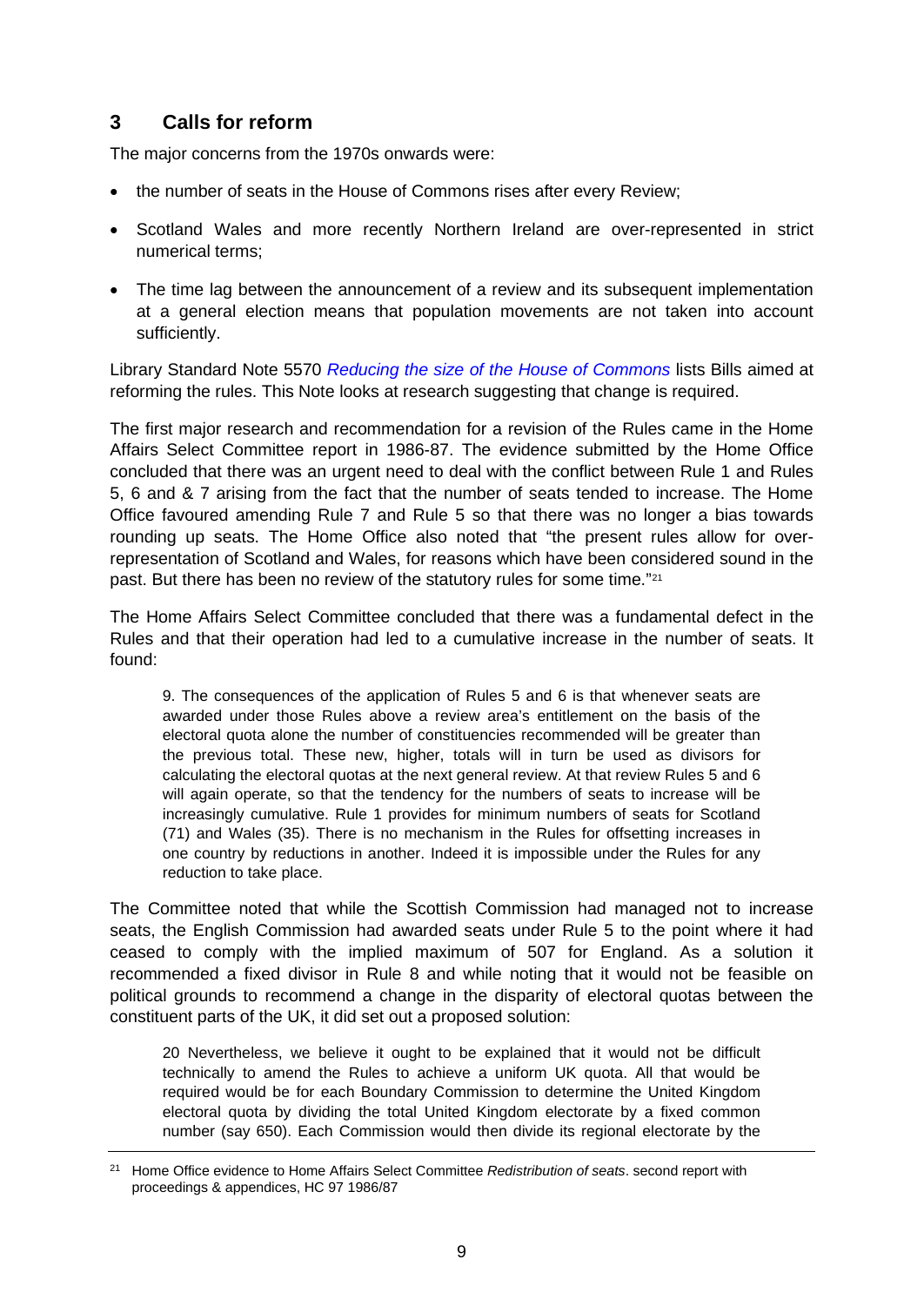## 3 Calls for reform

The major concerns from the 1970s onwards were:

- the number of seats in the House of Commons rises after every Review;
- Scotland Wales and more recently Northern Ireland are over-represented in strict numerical terms;
- The time lag between the announcement of a review and its subsequent implementation at a general election means that population movements are not taken into account sufficiently.

Library Standard Note 5570 *Reducing the size of the House of Commons* lists Bills aimed at reforming the rules. This Note looks at research suggesting that change is required.

The first major research and recommendation for a revision of the Rules came in the Home Affairs Select Committee report in 1986-87. The evidence submitted by the Home Office concluded that there was an urgent need to deal with the conflict between Rule 1 and Rules 5, 6 and & 7 arising from the fact that the number of seats tended to increase. The Home Office favoured amending Rule 7 and Rule 5 so that there was no longer a bias towards rounding up seats. The Home Office also noted that "the present rules allow for over-representation of Scotland and Wales, for reasons which have been considered sound in the past. But there has been no review of the statutory rules for some time."[21]

The Home Affairs Select Committee concluded that there was a fundamental defect in the Rules and that their operation had led to a cumulative increase in the number of seats. It found:

> 9. The consequences of the application of Rules 5 and 6 is that whenever seats are awarded under those Rules above a review area's entitlement on the basis of the electoral quota alone the number of constituencies recommended will be greater than the previous total. These new, higher, totals will in turn be used as divisors for calculating the electoral quotas at the next general review. At that review Rules 5 and 6 will again operate, so that the tendency for the numbers of seats to increase will be increasingly cumulative. Rule 1 provides for minimum numbers of seats for Scotland (71) and Wales (35). There is no mechanism in the Rules for offsetting increases in one country by reductions in another. Indeed it is impossible under the Rules for any reduction to take place.

The Committee noted that while the Scottish Commission had managed not to increase seats, the English Commission had awarded seats under Rule 5 to the point where it had ceased to comply with the implied maximum of 507 for England. As a solution it recommended a fixed divisor in Rule 8 and while noting that it would not be feasible on political grounds to recommend a change in the disparity of electoral quotas between the constituent parts of the UK, it did set out a proposed solution:

> 20 Nevertheless, we believe it ought to be explained that it would not be difficult technically to amend the Rules to achieve a uniform UK quota. All that would be required would be for each Boundary Commission to determine the United Kingdom electoral quota by dividing the total United Kingdom electorate by a fixed common number (say 650). Each Commission would then divide its regional electorate by the

[21] Home Office evidence to Home Affairs Select Committee *Redistribution of seats*. second report with proceedings & appendices, HC 97 1986/87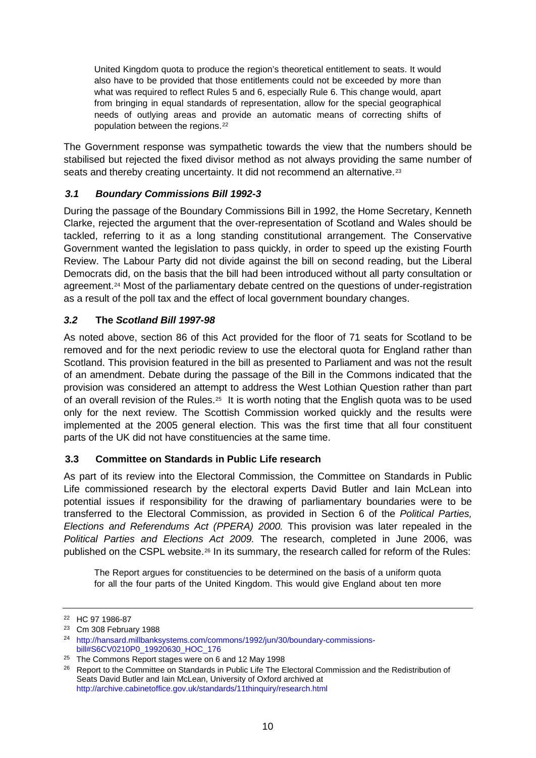> United Kingdom quota to produce the region's theoretical entitlement to seats. It would also have to be provided that those entitlements could not be exceeded by more than what was required to reflect Rules 5 and 6, especially Rule 6. This change would, apart from bringing in equal standards of representation, allow for the special geographical needs of outlying areas and provide an automatic means of correcting shifts of population between the regions.[22]

The Government response was sympathetic towards the view that the numbers should be stabilised but rejected the fixed divisor method as not always providing the same number of seats and thereby creating uncertainty. It did not recommend an alternative.[23]

### *3.1 Boundary Commissions Bill 1992-3*

During the passage of the Boundary Commissions Bill in 1992, the Home Secretary, Kenneth Clarke, rejected the argument that the over-representation of Scotland and Wales should be tackled, referring to it as a long standing constitutional arrangement. The Conservative Government wanted the legislation to pass quickly, in order to speed up the existing Fourth Review. The Labour Party did not divide against the bill on second reading, but the Liberal Democrats did, on the basis that the bill had been introduced without all party consultation or agreement.[24] Most of the parliamentary debate centred on the questions of under-registration as a result of the poll tax and the effect of local government boundary changes.

### *3.2* **The** ***Scotland Bill 1997-98***

As noted above, section 86 of this Act provided for the floor of 71 seats for Scotland to be removed and for the next periodic review to use the electoral quota for England rather than Scotland. This provision featured in the bill as presented to Parliament and was not the result of an amendment. Debate during the passage of the Bill in the Commons indicated that the provision was considered an attempt to address the West Lothian Question rather than part of an overall revision of the Rules.[25] It is worth noting that the English quota was to be used only for the next review. The Scottish Commission worked quickly and the results were implemented at the 2005 general election. This was the first time that all four constituent parts of the UK did not have constituencies at the same time.

### 3.3 Committee on Standards in Public Life research

As part of its review into the Electoral Commission, the Committee on Standards in Public Life commissioned research by the electoral experts David Butler and Iain McLean into potential issues if responsibility for the drawing of parliamentary boundaries were to be transferred to the Electoral Commission, as provided in Section 6 of the *Political Parties, Elections and Referendums Act (PPERA) 2000.* This provision was later repealed in the *Political Parties and Elections Act 2009.* The research, completed in June 2006, was published on the CSPL website.[26] In its summary, the research called for reform of the Rules:

> The Report argues for constituencies to be determined on the basis of a uniform quota for all the four parts of the United Kingdom. This would give England about ten more

---

[22] HC 97 1986-87

[23] Cm 308 February 1988

[24] http://hansard.millbanksystems.com/commons/1992/jun/30/boundary-commissions-bill#S6CV0210P0_19920630_HOC_176

[25] The Commons Report stages were on 6 and 12 May 1998

[26] Report to the Committee on Standards in Public Life The Electoral Commission and the Redistribution of Seats David Butler and Iain McLean, University of Oxford archived at http://archive.cabinetoffice.gov.uk/standards/11thinquiry/research.html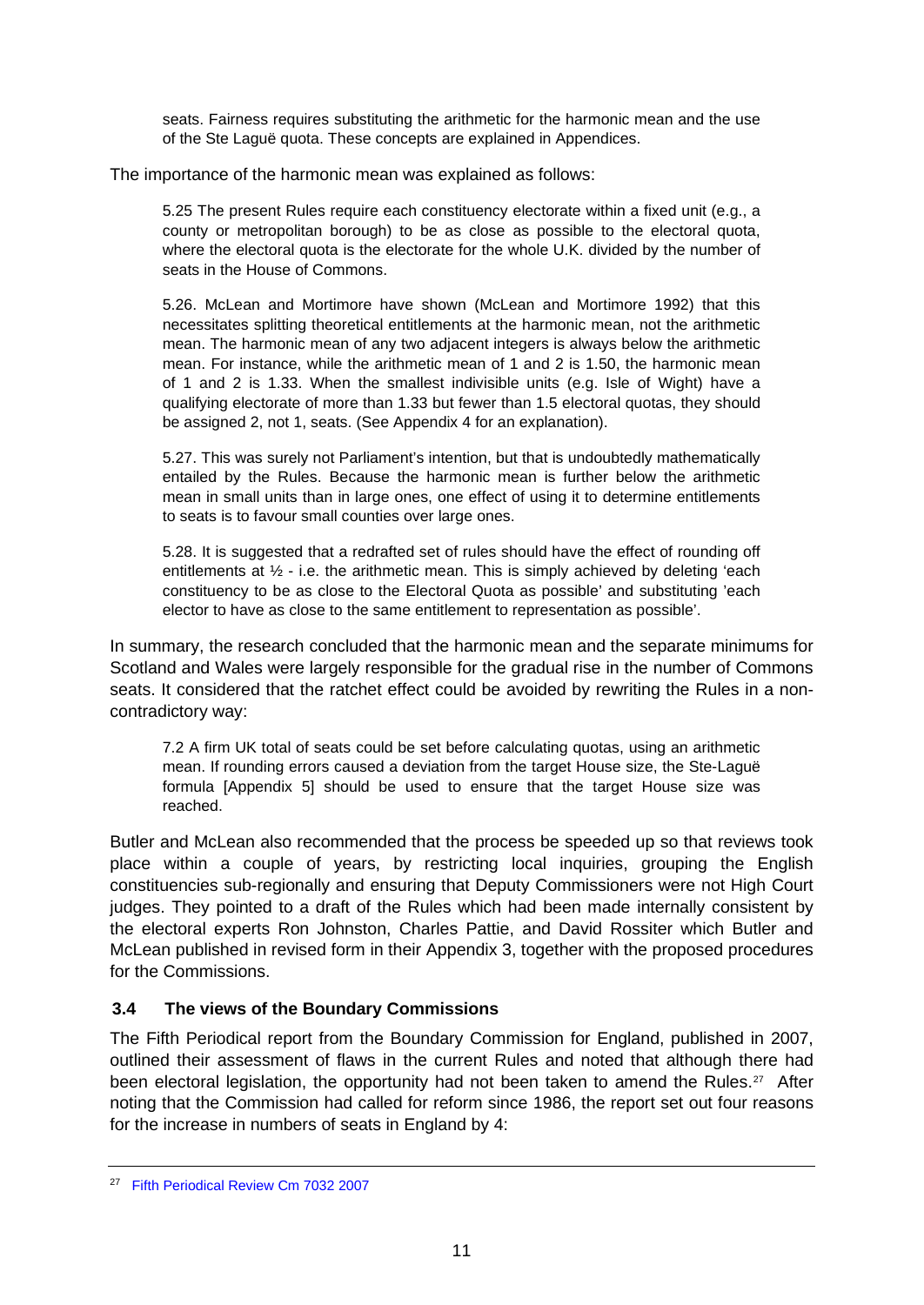> seats. Fairness requires substituting the arithmetic for the harmonic mean and the use of the Ste Laguë quota. These concepts are explained in Appendices.

The importance of the harmonic mean was explained as follows:

> 5.25 The present Rules require each constituency electorate within a fixed unit (e.g., a county or metropolitan borough) to be as close as possible to the electoral quota, where the electoral quota is the electorate for the whole U.K. divided by the number of seats in the House of Commons.
>
> 5.26. McLean and Mortimore have shown (McLean and Mortimore 1992) that this necessitates splitting theoretical entitlements at the harmonic mean, not the arithmetic mean. The harmonic mean of any two adjacent integers is always below the arithmetic mean. For instance, while the arithmetic mean of 1 and 2 is 1.50, the harmonic mean of 1 and 2 is 1.33. When the smallest indivisible units (e.g. Isle of Wight) have a qualifying electorate of more than 1.33 but fewer than 1.5 electoral quotas, they should be assigned 2, not 1, seats. (See Appendix 4 for an explanation).
>
> 5.27. This was surely not Parliament's intention, but that is undoubtedly mathematically entailed by the Rules. Because the harmonic mean is further below the arithmetic mean in small units than in large ones, one effect of using it to determine entitlements to seats is to favour small counties over large ones.
>
> 5.28. It is suggested that a redrafted set of rules should have the effect of rounding off entitlements at ½ - i.e. the arithmetic mean. This is simply achieved by deleting 'each constituency to be as close to the Electoral Quota as possible' and substituting 'each elector to have as close to the same entitlement to representation as possible'.

In summary, the research concluded that the harmonic mean and the separate minimums for Scotland and Wales were largely responsible for the gradual rise in the number of Commons seats. It considered that the ratchet effect could be avoided by rewriting the Rules in a non-contradictory way:

> 7.2 A firm UK total of seats could be set before calculating quotas, using an arithmetic mean. If rounding errors caused a deviation from the target House size, the Ste-Laguë formula [Appendix 5] should be used to ensure that the target House size was reached.

Butler and McLean also recommended that the process be speeded up so that reviews took place within a couple of years, by restricting local inquiries, grouping the English constituencies sub-regionally and ensuring that Deputy Commissioners were not High Court judges. They pointed to a draft of the Rules which had been made internally consistent by the electoral experts Ron Johnston, Charles Pattie, and David Rossiter which Butler and McLean published in revised form in their Appendix 3, together with the proposed procedures for the Commissions.

### 3.4 The views of the Boundary Commissions

The Fifth Periodical report from the Boundary Commission for England, published in 2007, outlined their assessment of flaws in the current Rules and noted that although there had been electoral legislation, the opportunity had not been taken to amend the Rules.[27] After noting that the Commission had called for reform since 1986, the report set out four reasons for the increase in numbers of seats in England by 4:

---

[27] Fifth Periodical Review Cm 7032 2007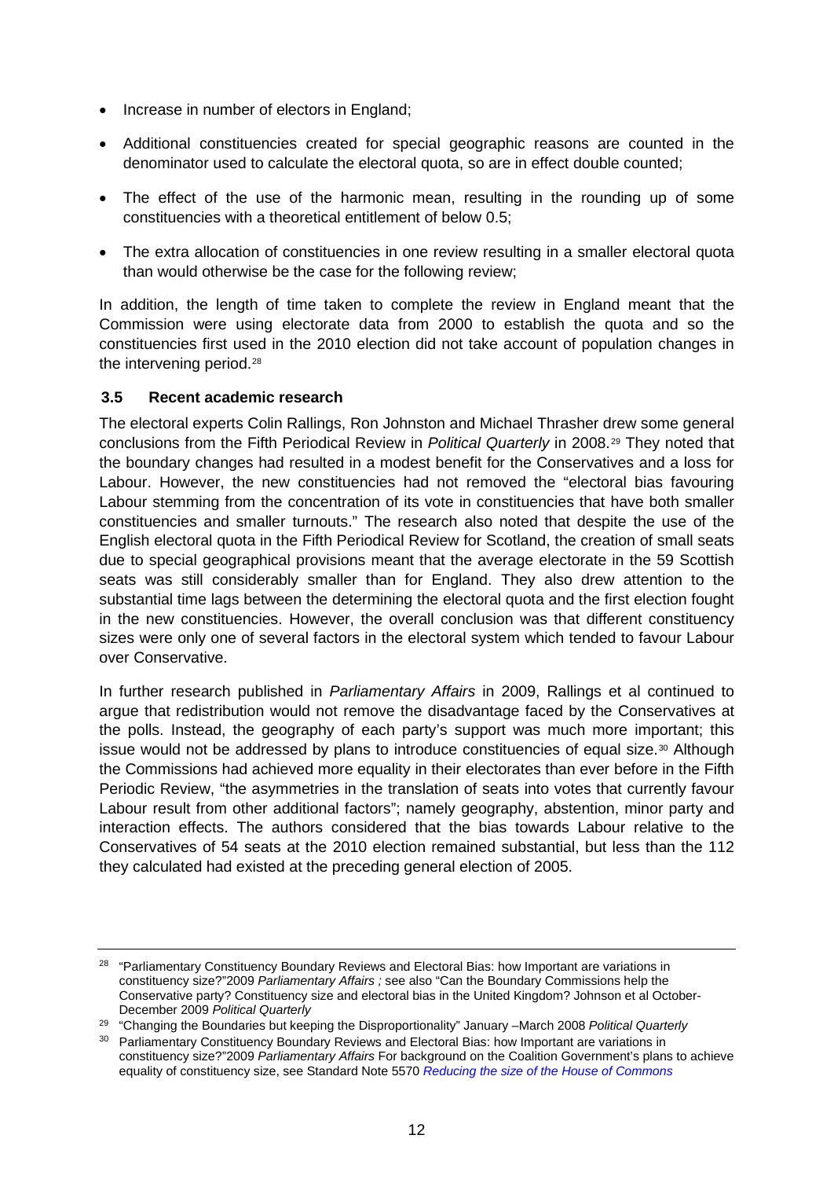- Increase in number of electors in England;
- Additional constituencies created for special geographic reasons are counted in the denominator used to calculate the electoral quota, so are in effect double counted;
- The effect of the use of the harmonic mean, resulting in the rounding up of some constituencies with a theoretical entitlement of below 0.5;
- The extra allocation of constituencies in one review resulting in a smaller electoral quota than would otherwise be the case for the following review;

In addition, the length of time taken to complete the review in England meant that the Commission were using electorate data from 2000 to establish the quota and so the constituencies first used in the 2010 election did not take account of population changes in the intervening period.[28]

### 3.5 Recent academic research

The electoral experts Colin Rallings, Ron Johnston and Michael Thrasher drew some general conclusions from the Fifth Periodical Review in *Political Quarterly* in 2008.[29] They noted that the boundary changes had resulted in a modest benefit for the Conservatives and a loss for Labour. However, the new constituencies had not removed the "electoral bias favouring Labour stemming from the concentration of its vote in constituencies that have both smaller constituencies and smaller turnouts." The research also noted that despite the use of the English electoral quota in the Fifth Periodical Review for Scotland, the creation of small seats due to special geographical provisions meant that the average electorate in the 59 Scottish seats was still considerably smaller than for England. They also drew attention to the substantial time lags between the determining the electoral quota and the first election fought in the new constituencies. However, the overall conclusion was that different constituency sizes were only one of several factors in the electoral system which tended to favour Labour over Conservative.

In further research published in *Parliamentary Affairs* in 2009, Rallings et al continued to argue that redistribution would not remove the disadvantage faced by the Conservatives at the polls. Instead, the geography of each party's support was much more important; this issue would not be addressed by plans to introduce constituencies of equal size.[30] Although the Commissions had achieved more equality in their electorates than ever before in the Fifth Periodic Review, "the asymmetries in the translation of seats into votes that currently favour Labour result from other additional factors"; namely geography, abstention, minor party and interaction effects. The authors considered that the bias towards Labour relative to the Conservatives of 54 seats at the 2010 election remained substantial, but less than the 112 they calculated had existed at the preceding general election of 2005.

---

[28] "Parliamentary Constituency Boundary Reviews and Electoral Bias: how Important are variations in constituency size?"2009 *Parliamentary Affairs ;* see also "Can the Boundary Commissions help the Conservative party? Constituency size and electoral bias in the United Kingdom? Johnson et al October-December 2009 *Political Quarterly*

[29] "Changing the Boundaries but keeping the Disproportionality" January –March 2008 *Political Quarterly*

[30] Parliamentary Constituency Boundary Reviews and Electoral Bias: how Important are variations in constituency size?"2009 *Parliamentary Affairs* For background on the Coalition Government's plans to achieve equality of constituency size, see Standard Note 5570 *Reducing the size of the House of Commons*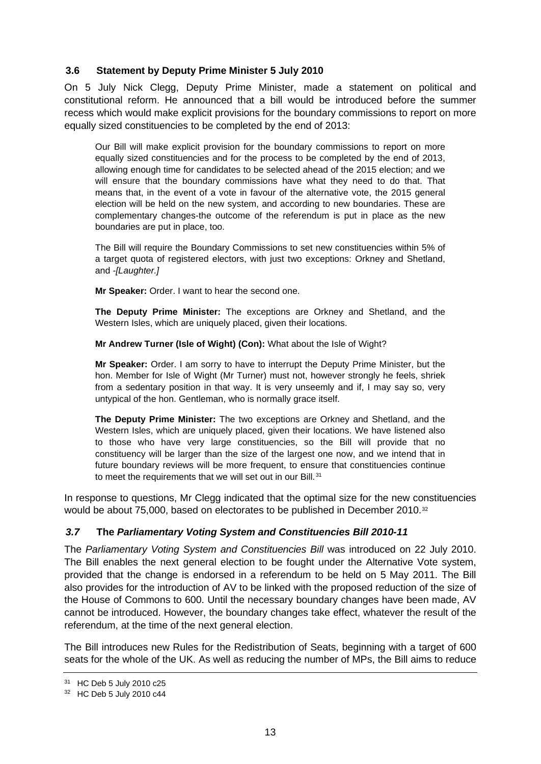### 3.6 Statement by Deputy Prime Minister 5 July 2010

On 5 July Nick Clegg, Deputy Prime Minister, made a statement on political and constitutional reform. He announced that a bill would be introduced before the summer recess which would make explicit provisions for the boundary commissions to report on more equally sized constituencies to be completed by the end of 2013:

> Our Bill will make explicit provision for the boundary commissions to report on more equally sized constituencies and for the process to be completed by the end of 2013, allowing enough time for candidates to be selected ahead of the 2015 election; and we will ensure that the boundary commissions have what they need to do that. That means that, in the event of a vote in favour of the alternative vote, the 2015 general election will be held on the new system, and according to new boundaries. These are complementary changes-the outcome of the referendum is put in place as the new boundaries are put in place, too.
>
> The Bill will require the Boundary Commissions to set new constituencies within 5% of a target quota of registered electors, with just two exceptions: Orkney and Shetland, and -*[Laughter.]*
>
> **Mr Speaker:** Order. I want to hear the second one.
>
> **The Deputy Prime Minister:** The exceptions are Orkney and Shetland, and the Western Isles, which are uniquely placed, given their locations.
>
> **Mr Andrew Turner (Isle of Wight) (Con):** What about the Isle of Wight?
>
> **Mr Speaker:** Order. I am sorry to have to interrupt the Deputy Prime Minister, but the hon. Member for Isle of Wight (Mr Turner) must not, however strongly he feels, shriek from a sedentary position in that way. It is very unseemly and if, I may say so, very untypical of the hon. Gentleman, who is normally grace itself.
>
> **The Deputy Prime Minister:** The two exceptions are Orkney and Shetland, and the Western Isles, which are uniquely placed, given their locations. We have listened also to those who have very large constituencies, so the Bill will provide that no constituency will be larger than the size of the largest one now, and we intend that in future boundary reviews will be more frequent, to ensure that constituencies continue to meet the requirements that we will set out in our Bill.[31]

In response to questions, Mr Clegg indicated that the optimal size for the new constituencies would be about 75,000, based on electorates to be published in December 2010.[32]

### *3.7* The *Parliamentary Voting System and Constituencies Bill 2010-11*

The *Parliamentary Voting System and Constituencies Bill* was introduced on 22 July 2010. The Bill enables the next general election to be fought under the Alternative Vote system, provided that the change is endorsed in a referendum to be held on 5 May 2011. The Bill also provides for the introduction of AV to be linked with the proposed reduction of the size of the House of Commons to 600. Until the necessary boundary changes have been made, AV cannot be introduced. However, the boundary changes take effect, whatever the result of the referendum, at the time of the next general election.

The Bill introduces new Rules for the Redistribution of Seats, beginning with a target of 600 seats for the whole of the UK. As well as reducing the number of MPs, the Bill aims to reduce

---

[31] HC Deb 5 July 2010 c25

[32] HC Deb 5 July 2010 c44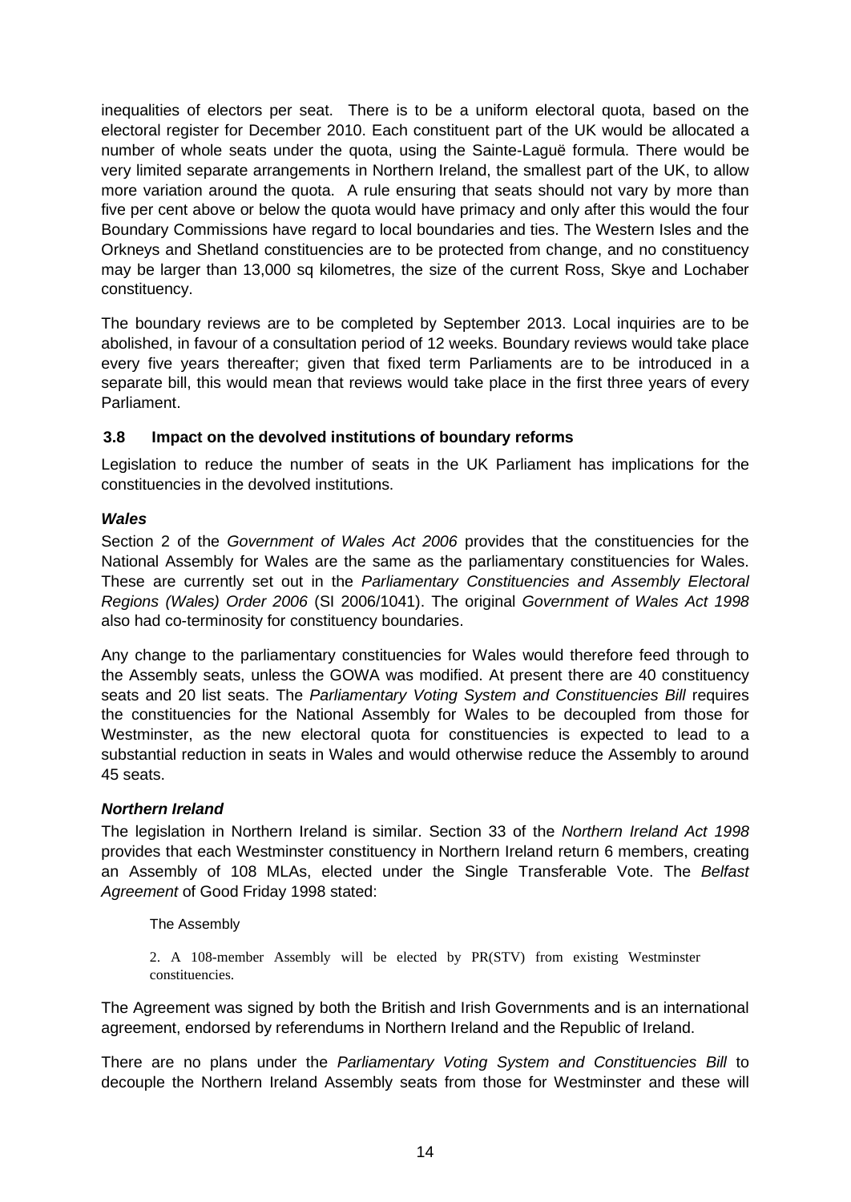inequalities of electors per seat. There is to be a uniform electoral quota, based on the electoral register for December 2010. Each constituent part of the UK would be allocated a number of whole seats under the quota, using the Sainte-Laguë formula. There would be very limited separate arrangements in Northern Ireland, the smallest part of the UK, to allow more variation around the quota. A rule ensuring that seats should not vary by more than five per cent above or below the quota would have primacy and only after this would the four Boundary Commissions have regard to local boundaries and ties. The Western Isles and the Orkneys and Shetland constituencies are to be protected from change, and no constituency may be larger than 13,000 sq kilometres, the size of the current Ross, Skye and Lochaber constituency.

The boundary reviews are to be completed by September 2013. Local inquiries are to be abolished, in favour of a consultation period of 12 weeks. Boundary reviews would take place every five years thereafter; given that fixed term Parliaments are to be introduced in a separate bill, this would mean that reviews would take place in the first three years of every Parliament.

### 3.8 Impact on the devolved institutions of boundary reforms

Legislation to reduce the number of seats in the UK Parliament has implications for the constituencies in the devolved institutions.

#### *Wales*

Section 2 of the *Government of Wales Act 2006* provides that the constituencies for the National Assembly for Wales are the same as the parliamentary constituencies for Wales. These are currently set out in the *Parliamentary Constituencies and Assembly Electoral Regions (Wales) Order 2006* (SI 2006/1041). The original *Government of Wales Act 1998* also had co-terminosity for constituency boundaries.

Any change to the parliamentary constituencies for Wales would therefore feed through to the Assembly seats, unless the GOWA was modified. At present there are 40 constituency seats and 20 list seats. The *Parliamentary Voting System and Constituencies Bill* requires the constituencies for the National Assembly for Wales to be decoupled from those for Westminster, as the new electoral quota for constituencies is expected to lead to a substantial reduction in seats in Wales and would otherwise reduce the Assembly to around 45 seats.

#### *Northern Ireland*

The legislation in Northern Ireland is similar. Section 33 of the *Northern Ireland Act 1998* provides that each Westminster constituency in Northern Ireland return 6 members, creating an Assembly of 108 MLAs, elected under the Single Transferable Vote. The *Belfast Agreement* of Good Friday 1998 stated:

> The Assembly
>
> 2. A 108-member Assembly will be elected by PR(STV) from existing Westminster constituencies.

The Agreement was signed by both the British and Irish Governments and is an international agreement, endorsed by referendums in Northern Ireland and the Republic of Ireland.

There are no plans under the *Parliamentary Voting System and Constituencies Bill* to decouple the Northern Ireland Assembly seats from those for Westminster and these will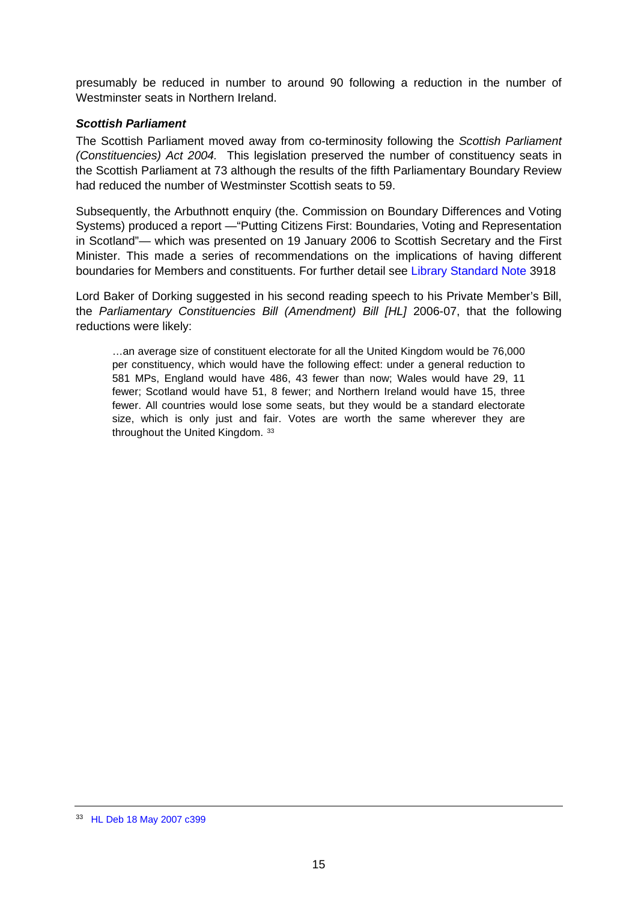presumably be reduced in number to around 90 following a reduction in the number of Westminster seats in Northern Ireland.

***Scottish Parliament***

The Scottish Parliament moved away from co-terminosity following the *Scottish Parliament (Constituencies) Act 2004.* This legislation preserved the number of constituency seats in the Scottish Parliament at 73 although the results of the fifth Parliamentary Boundary Review had reduced the number of Westminster Scottish seats to 59.

Subsequently, the Arbuthnott enquiry (the. Commission on Boundary Differences and Voting Systems) produced a report —"Putting Citizens First: Boundaries, Voting and Representation in Scotland"— which was presented on 19 January 2006 to Scottish Secretary and the First Minister. This made a series of recommendations on the implications of having different boundaries for Members and constituents. For further detail see Library Standard Note 3918

Lord Baker of Dorking suggested in his second reading speech to his Private Member's Bill, the *Parliamentary Constituencies Bill (Amendment) Bill [HL]* 2006-07, that the following reductions were likely:

> …an average size of constituent electorate for all the United Kingdom would be 76,000 per constituency, which would have the following effect: under a general reduction to 581 MPs, England would have 486, 43 fewer than now; Wales would have 29, 11 fewer; Scotland would have 51, 8 fewer; and Northern Ireland would have 15, three fewer. All countries would lose some seats, but they would be a standard electorate size, which is only just and fair. Votes are worth the same wherever they are throughout the United Kingdom. [33]

---

[33] HL Deb 18 May 2007 c399